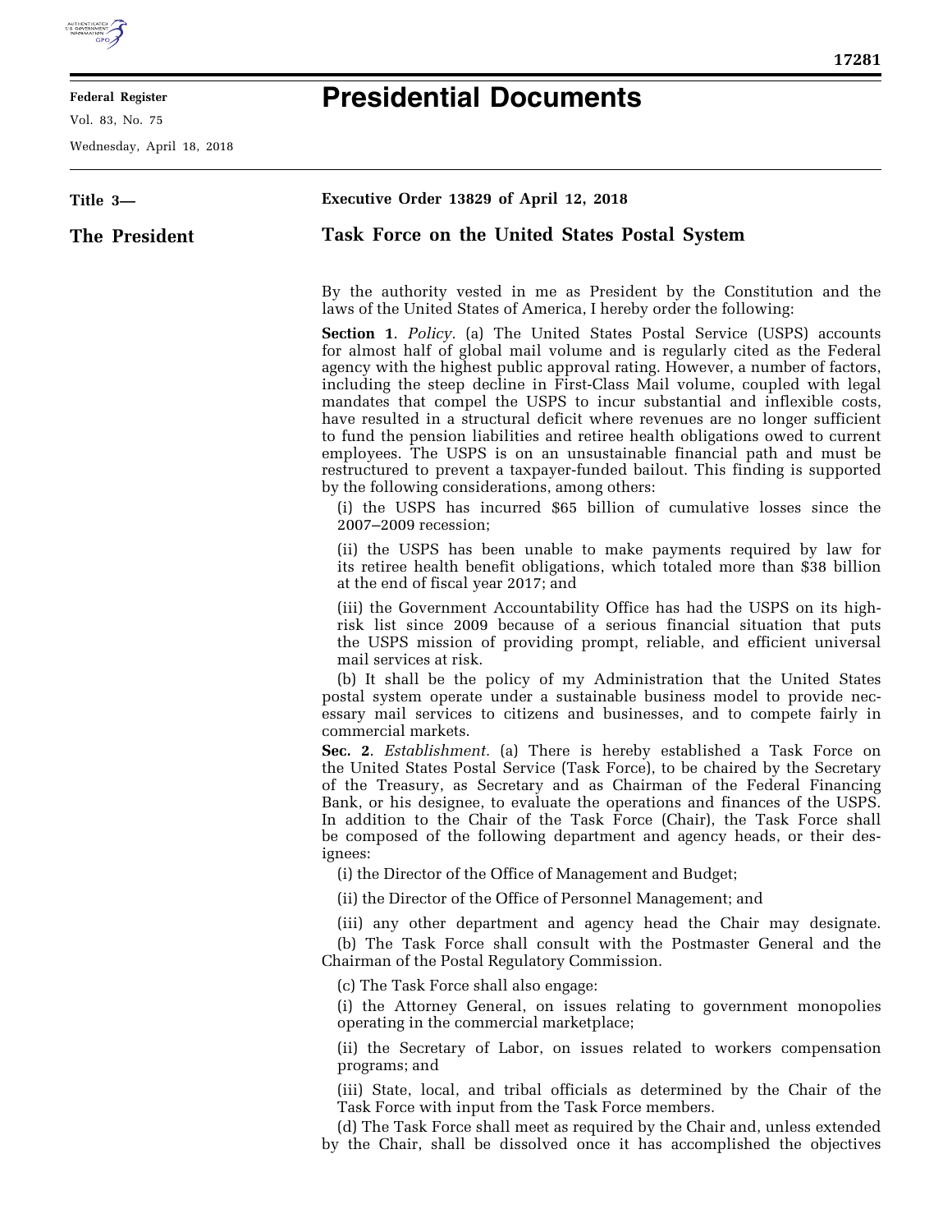**Federal Register**

Vol. 83, No. 75

Wednesday, April 18, 2018

# Presidential Documents

**Title 3—**

**The President**

**Executive Order 13829 of April 12, 2018**

## Task Force on the United States Postal System

By the authority vested in me as President by the Constitution and the laws of the United States of America, I hereby order the following:

**Section 1**. *Policy*. (a) The United States Postal Service (USPS) accounts for almost half of global mail volume and is regularly cited as the Federal agency with the highest public approval rating. However, a number of factors, including the steep decline in First-Class Mail volume, coupled with legal mandates that compel the USPS to incur substantial and inflexible costs, have resulted in a structural deficit where revenues are no longer sufficient to fund the pension liabilities and retiree health obligations owed to current employees. The USPS is on an unsustainable financial path and must be restructured to prevent a taxpayer-funded bailout. This finding is supported by the following considerations, among others:

(i) the USPS has incurred $65 billion of cumulative losses since the 2007–2009 recession;

(ii) the USPS has been unable to make payments required by law for its retiree health benefit obligations, which totaled more than $38 billion at the end of fiscal year 2017; and

(iii) the Government Accountability Office has had the USPS on its high-risk list since 2009 because of a serious financial situation that puts the USPS mission of providing prompt, reliable, and efficient universal mail services at risk.

(b) It shall be the policy of my Administration that the United States postal system operate under a sustainable business model to provide necessary mail services to citizens and businesses, and to compete fairly in commercial markets.

**Sec. 2**. *Establishment.* (a) There is hereby established a Task Force on the United States Postal Service (Task Force), to be chaired by the Secretary of the Treasury, as Secretary and as Chairman of the Federal Financing Bank, or his designee, to evaluate the operations and finances of the USPS. In addition to the Chair of the Task Force (Chair), the Task Force shall be composed of the following department and agency heads, or their designees:

(i) the Director of the Office of Management and Budget;

(ii) the Director of the Office of Personnel Management; and

(iii) any other department and agency head the Chair may designate.

(b) The Task Force shall consult with the Postmaster General and the Chairman of the Postal Regulatory Commission.

(c) The Task Force shall also engage:

(i) the Attorney General, on issues relating to government monopolies operating in the commercial marketplace;

(ii) the Secretary of Labor, on issues related to workers compensation programs; and

(iii) State, local, and tribal officials as determined by the Chair of the Task Force with input from the Task Force members.

(d) The Task Force shall meet as required by the Chair and, unless extended by the Chair, shall be dissolved once it has accomplished the objectives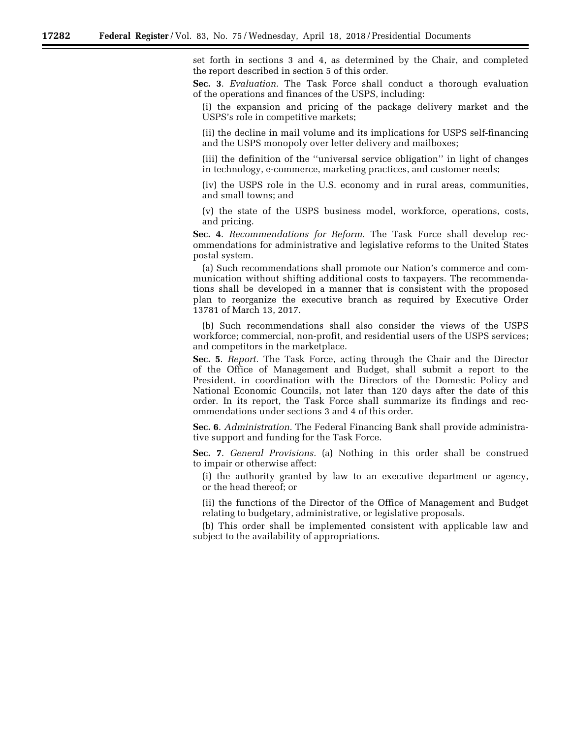set forth in sections 3 and 4, as determined by the Chair, and completed the report described in section 5 of this order.

**Sec. 3**. *Evaluation.* The Task Force shall conduct a thorough evaluation of the operations and finances of the USPS, including:

(i) the expansion and pricing of the package delivery market and the USPS's role in competitive markets;

(ii) the decline in mail volume and its implications for USPS self-financing and the USPS monopoly over letter delivery and mailboxes;

(iii) the definition of the ''universal service obligation'' in light of changes in technology, e-commerce, marketing practices, and customer needs;

(iv) the USPS role in the U.S. economy and in rural areas, communities, and small towns; and

(v) the state of the USPS business model, workforce, operations, costs, and pricing.

**Sec. 4**. *Recommendations for Reform.* The Task Force shall develop recommendations for administrative and legislative reforms to the United States postal system.

(a) Such recommendations shall promote our Nation's commerce and communication without shifting additional costs to taxpayers. The recommendations shall be developed in a manner that is consistent with the proposed plan to reorganize the executive branch as required by Executive Order 13781 of March 13, 2017.

(b) Such recommendations shall also consider the views of the USPS workforce; commercial, non-profit, and residential users of the USPS services; and competitors in the marketplace.

**Sec. 5**. *Report.* The Task Force, acting through the Chair and the Director of the Office of Management and Budget, shall submit a report to the President, in coordination with the Directors of the Domestic Policy and National Economic Councils, not later than 120 days after the date of this order. In its report, the Task Force shall summarize its findings and recommendations under sections 3 and 4 of this order.

**Sec. 6**. *Administration.* The Federal Financing Bank shall provide administrative support and funding for the Task Force.

**Sec. 7**. *General Provisions.* (a) Nothing in this order shall be construed to impair or otherwise affect:

(i) the authority granted by law to an executive department or agency, or the head thereof; or

(ii) the functions of the Director of the Office of Management and Budget relating to budgetary, administrative, or legislative proposals.

(b) This order shall be implemented consistent with applicable law and subject to the availability of appropriations.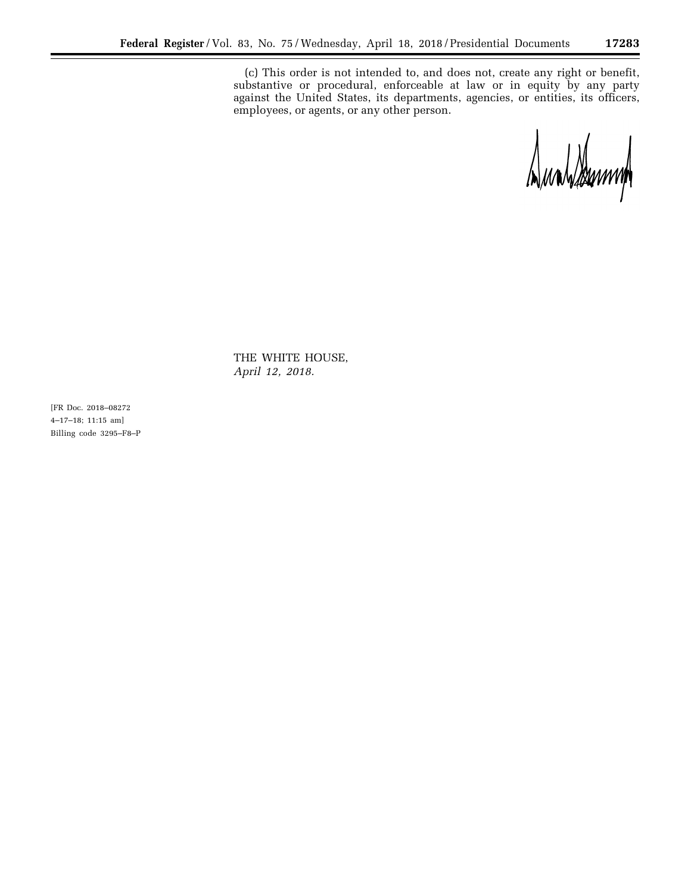(c) This order is not intended to, and does not, create any right or benefit, substantive or procedural, enforceable at law or in equity by any party against the United States, its departments, agencies, or entities, its officers, employees, or agents, or any other person.

THE WHITE HOUSE,
*April 12, 2018.*

[FR Doc. 2018–08272
4–17–18; 11:15 am]
Billing code 3295–F8–P